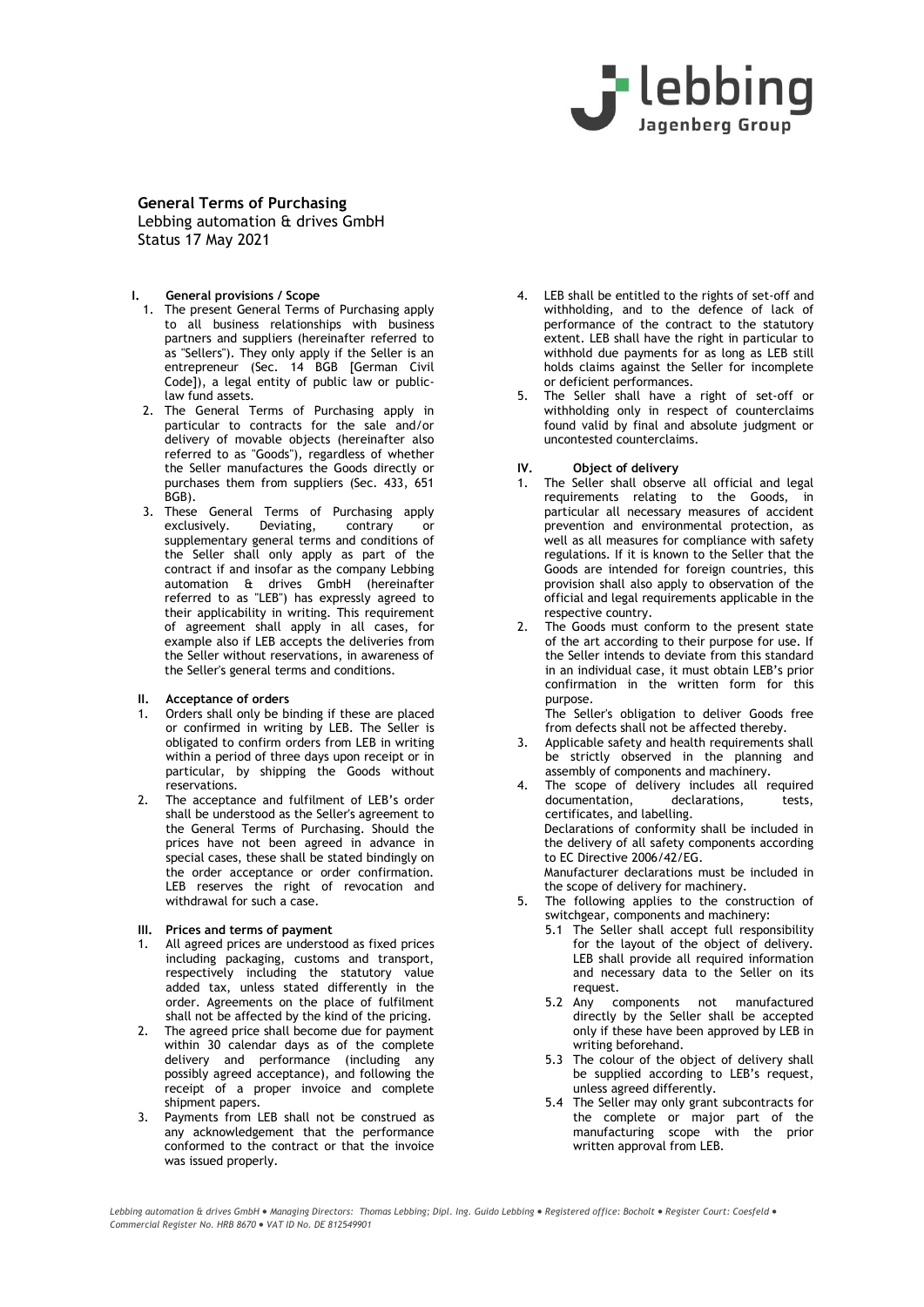# General Terms of Purchasing

Lebbing automation & drives GmbH
Status 17 May 2021

## I. General provisions / Scope

1. The present General Terms of Purchasing apply to all business relationships with business partners and suppliers (hereinafter referred to as "Sellers"). They only apply if the Seller is an entrepreneur (Sec. 14 BGB [German Civil Code]), a legal entity of public law or public-law fund assets.
2. The General Terms of Purchasing apply in particular to contracts for the sale and/or delivery of movable objects (hereinafter also referred to as "Goods"), regardless of whether the Seller manufactures the Goods directly or purchases them from suppliers (Sec. 433, 651 BGB).
3. These General Terms of Purchasing apply exclusively. Deviating, contrary or supplementary general terms and conditions of the Seller shall only apply as part of the contract if and insofar as the company Lebbing automation & drives GmbH (hereinafter referred to as "LEB") has expressly agreed to their applicability in writing. This requirement of agreement shall apply in all cases, for example also if LEB accepts the deliveries from the Seller without reservations, in awareness of the Seller's general terms and conditions.

## II. Acceptance of orders

1. Orders shall only be binding if these are placed or confirmed in writing by LEB. The Seller is obligated to confirm orders from LEB in writing within a period of three days upon receipt or in particular, by shipping the Goods without reservations.
2. The acceptance and fulfilment of LEB's order shall be understood as the Seller's agreement to the General Terms of Purchasing. Should the prices have not been agreed in advance in special cases, these shall be stated bindingly on the order acceptance or order confirmation. LEB reserves the right of revocation and withdrawal for such a case.

## III. Prices and terms of payment

1. All agreed prices are understood as fixed prices including packaging, customs and transport, respectively including the statutory value added tax, unless stated differently in the order. Agreements on the place of fulfilment shall not be affected by the kind of the pricing.
2. The agreed price shall become due for payment within 30 calendar days as of the complete delivery and performance (including any possibly agreed acceptance), and following the receipt of a proper invoice and complete shipment papers.
3. Payments from LEB shall not be construed as any acknowledgement that the performance conformed to the contract or that the invoice was issued properly.
4. LEB shall be entitled to the rights of set-off and withholding, and to the defence of lack of performance of the contract to the statutory extent. LEB shall have the right in particular to withhold due payments for as long as LEB still holds claims against the Seller for incomplete or deficient performances.
5. The Seller shall have a right of set-off or withholding only in respect of counterclaims found valid by final and absolute judgment or uncontested counterclaims.

## IV. Object of delivery

1. The Seller shall observe all official and legal requirements relating to the Goods, in particular all necessary measures of accident prevention and environmental protection, as well as all measures for compliance with safety regulations. If it is known to the Seller that the Goods are intended for foreign countries, this provision shall also apply to observation of the official and legal requirements applicable in the respective country.
2. The Goods must conform to the present state of the art according to their purpose for use. If the Seller intends to deviate from this standard in an individual case, it must obtain LEB's prior confirmation in the written form for this purpose.
   The Seller's obligation to deliver Goods free from defects shall not be affected thereby.
3. Applicable safety and health requirements shall be strictly observed in the planning and assembly of components and machinery.
4. The scope of delivery includes all required documentation, declarations, tests, certificates, and labelling.
   Declarations of conformity shall be included in the delivery of all safety components according to EC Directive 2006/42/EG.
   Manufacturer declarations must be included in the scope of delivery for machinery.
5. The following applies to the construction of switchgear, components and machinery:
   - 5.1 The Seller shall accept full responsibility for the layout of the object of delivery. LEB shall provide all required information and necessary data to the Seller on its request.
   - 5.2 Any components not manufactured directly by the Seller shall be accepted only if these have been approved by LEB in writing beforehand.
   - 5.3 The colour of the object of delivery shall be supplied according to LEB's request, unless agreed differently.
   - 5.4 The Seller may only grant subcontracts for the complete or major part of the manufacturing scope with the prior written approval from LEB.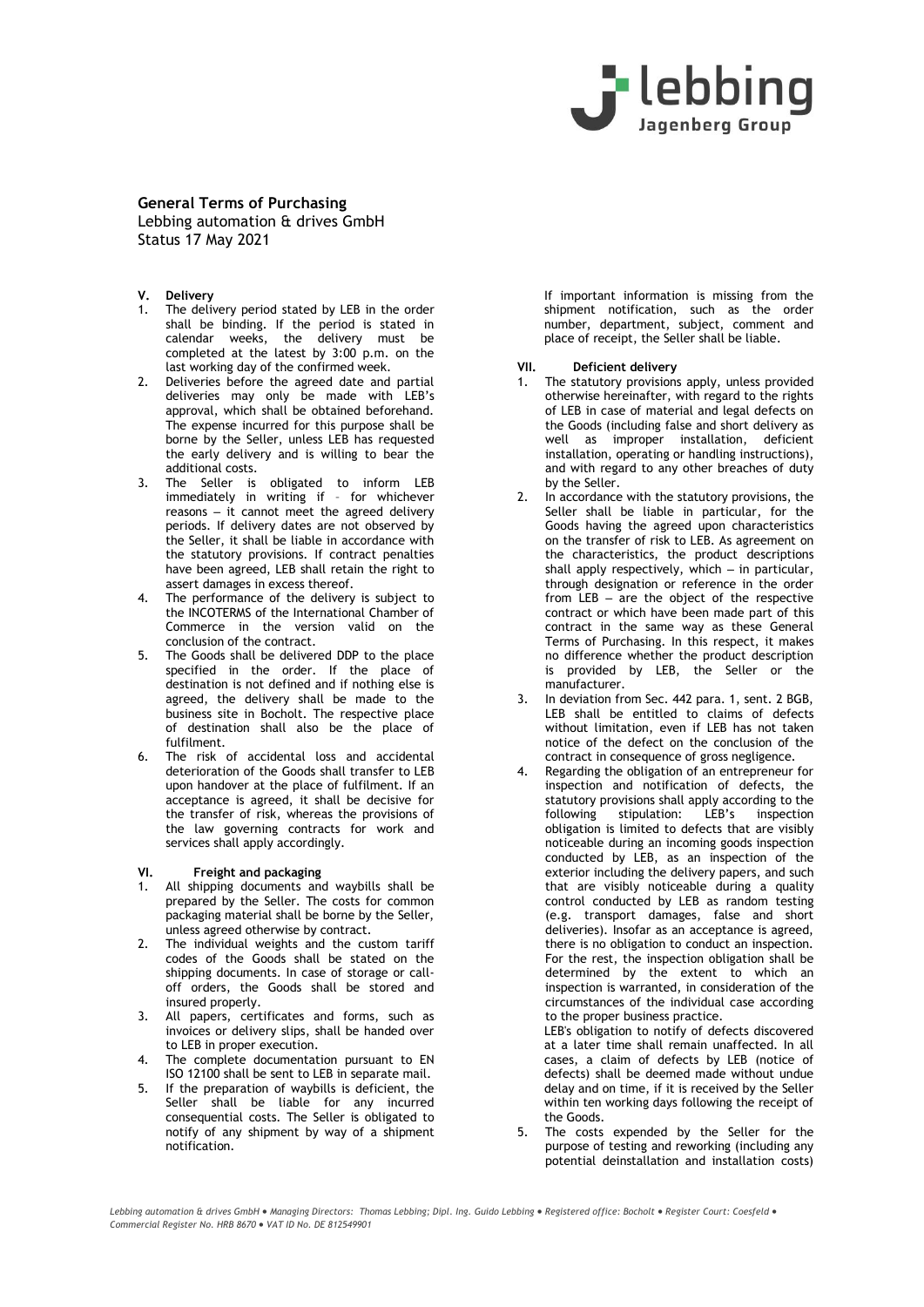## General Terms of Purchasing

Lebbing automation & drives GmbH
Status 17 May 2021

### V. Delivery

1. The delivery period stated by LEB in the order shall be binding. If the period is stated in calendar weeks, the delivery must be completed at the latest by 3:00 p.m. on the last working day of the confirmed week.
2. Deliveries before the agreed date and partial deliveries may only be made with LEB's approval, which shall be obtained beforehand. The expense incurred for this purpose shall be borne by the Seller, unless LEB has requested the early delivery and is willing to bear the additional costs.
3. The Seller is obligated to inform LEB immediately in writing if – for whichever reasons – it cannot meet the agreed delivery periods. If delivery dates are not observed by the Seller, it shall be liable in accordance with the statutory provisions. If contract penalties have been agreed, LEB shall retain the right to assert damages in excess thereof.
4. The performance of the delivery is subject to the INCOTERMS of the International Chamber of Commerce in the version valid on the conclusion of the contract.
5. The Goods shall be delivered DDP to the place specified in the order. If the place of destination is not defined and if nothing else is agreed, the delivery shall be made to the business site in Bocholt. The respective place of destination shall also be the place of fulfilment.
6. The risk of accidental loss and accidental deterioration of the Goods shall transfer to LEB upon handover at the place of fulfilment. If an acceptance is agreed, it shall be decisive for the transfer of risk, whereas the provisions of the law governing contracts for work and services shall apply accordingly.

### VI. Freight and packaging

1. All shipping documents and waybills shall be prepared by the Seller. The costs for common packaging material shall be borne by the Seller, unless agreed otherwise by contract.
2. The individual weights and the custom tariff codes of the Goods shall be stated on the shipping documents. In case of storage or call-off orders, the Goods shall be stored and insured properly.
3. All papers, certificates and forms, such as invoices or delivery slips, shall be handed over to LEB in proper execution.
4. The complete documentation pursuant to EN ISO 12100 shall be sent to LEB in separate mail.
5. If the preparation of waybills is deficient, the Seller shall be liable for any incurred consequential costs. The Seller is obligated to notify of any shipment by way of a shipment notification.

   If important information is missing from the shipment notification, such as the order number, department, subject, comment and place of receipt, the Seller shall be liable.

### VII. Deficient delivery

1. The statutory provisions apply, unless provided otherwise hereinafter, with regard to the rights of LEB in case of material and legal defects on the Goods (including false and short delivery as well as improper installation, deficient installation, operating or handling instructions), and with regard to any other breaches of duty by the Seller.
2. In accordance with the statutory provisions, the Seller shall be liable in particular, for the Goods having the agreed upon characteristics on the transfer of risk to LEB. As agreement on the characteristics, the product descriptions shall apply respectively, which – in particular, through designation or reference in the order from LEB – are the object of the respective contract or which have been made part of this contract in the same way as these General Terms of Purchasing. In this respect, it makes no difference whether the product description is provided by LEB, the Seller or the manufacturer.
3. In deviation from Sec. 442 para. 1, sent. 2 BGB, LEB shall be entitled to claims of defects without limitation, even if LEB has not taken notice of the defect on the conclusion of the contract in consequence of gross negligence.
4. Regarding the obligation of an entrepreneur for inspection and notification of defects, the statutory provisions shall apply according to the following stipulation: LEB's inspection obligation is limited to defects that are visibly noticeable during an incoming goods inspection conducted by LEB, as an inspection of the exterior including the delivery papers, and such that are visibly noticeable during a quality control conducted by LEB as random testing (e.g. transport damages, false and short deliveries). Insofar as an acceptance is agreed, there is no obligation to conduct an inspection. For the rest, the inspection obligation shall be determined by the extent to which an inspection is warranted, in consideration of the circumstances of the individual case according to the proper business practice.

   LEB's obligation to notify of defects discovered at a later time shall remain unaffected. In all cases, a claim of defects by LEB (notice of defects) shall be deemed made without undue delay and on time, if it is received by the Seller within ten working days following the receipt of the Goods.
5. The costs expended by the Seller for the purpose of testing and reworking (including any potential deinstallation and installation costs)

*Lebbing automation & drives GmbH • Managing Directors: Thomas Lebbing; Dipl. Ing. Guido Lebbing • Registered office: Bocholt • Register Court: Coesfeld • Commercial Register No. HRB 8670 • VAT ID No. DE 812549901*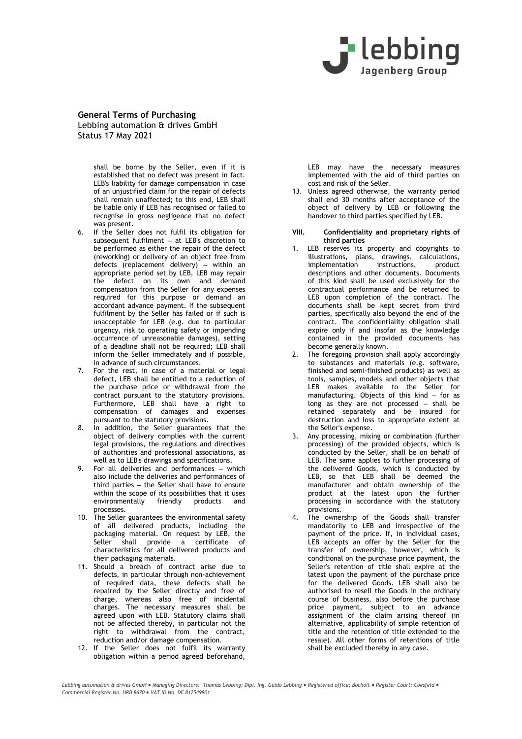shall be borne by the Seller, even if it is established that no defect was present in fact. LEB's liability for damage compensation in case of an unjustified claim for the repair of defects shall remain unaffected; to this end, LEB shall be liable only if LEB has recognised or failed to recognise in gross negligence that no defect was present.

6. If the Seller does not fulfil its obligation for subsequent fulfilment – at LEB's discretion to be performed as either the repair of the defect (reworking) or delivery of an object free from defects (replacement delivery) – within an appropriate period set by LEB, LEB may repair the defect on its own and demand compensation from the Seller for any expenses required for this purpose or demand an accordant advance payment. If the subsequent fulfilment by the Seller has failed or if such is unacceptable for LEB (e.g. due to particular urgency, risk to operating safety or impending occurrence of unreasonable damages), setting of a deadline shall not be required; LEB shall inform the Seller immediately and if possible, in advance of such circumstances.
7. For the rest, in case of a material or legal defect, LEB shall be entitled to a reduction of the purchase price or withdrawal from the contract pursuant to the statutory provisions. Furthermore, LEB shall have a right to compensation of damages and expenses pursuant to the statutory provisions.
8. In addition, the Seller guarantees that the object of delivery complies with the current legal provisions, the regulations and directives of authorities and professional associations, as well as to LEB's drawings and specifications.
9. For all deliveries and performances – which also include the deliveries and performances of third parties – the Seller shall have to ensure within the scope of its possibilities that it uses environmentally friendly products and processes.
10. The Seller guarantees the environmental safety of all delivered products, including the packaging material. On request by LEB, the Seller shall provide a certificate of characteristics for all delivered products and their packaging materials.
11. Should a breach of contract arise due to defects, in particular through non-achievement of required data, these defects shall be repaired by the Seller directly and free of charge, whereas also free of incidental charges. The necessary measures shall be agreed upon with LEB. Statutory claims shall not be affected thereby, in particular not the right to withdrawal from the contract, reduction and/or damage compensation.
12. If the Seller does not fulfil its warranty obligation within a period agreed beforehand, LEB may have the necessary measures implemented with the aid of third parties on cost and risk of the Seller.
13. Unless agreed otherwise, the warranty period shall end 30 months after acceptance of the object of delivery by LEB or following the handover to third parties specified by LEB.

## VIII. Confidentiality and proprietary rights of third parties

1. LEB reserves its property and copyrights to illustrations, plans, drawings, calculations, implementation instructions, product descriptions and other documents. Documents of this kind shall be used exclusively for the contractual performance and be returned to LEB upon completion of the contract. The documents shall be kept secret from third parties, specifically also beyond the end of the contract. The confidentiality obligation shall expire only if and insofar as the knowledge contained in the provided documents has become generally known.
2. The foregoing provision shall apply accordingly to substances and materials (e.g. software, finished and semi-finished products) as well as tools, samples, models and other objects that LEB makes available to the Seller for manufacturing. Objects of this kind – for as long as they are not processed – shall be retained separately and be insured for destruction and loss to appropriate extent at the Seller's expense.
3. Any processing, mixing or combination (further processing) of the provided objects, which is conducted by the Seller, shall be on behalf of LEB. The same applies to further processing of the delivered Goods, which is conducted by LEB, so that LEB shall be deemed the manufacturer and obtain ownership of the product at the latest upon the further processing in accordance with the statutory provisions.
4. The ownership of the Goods shall transfer mandatorily to LEB and irrespective of the payment of the price. If, in individual cases, LEB accepts an offer by the Seller for the transfer of ownership, however, which is conditional on the purchase price payment, the Seller's retention of title shall expire at the latest upon the payment of the purchase price for the delivered Goods. LEB shall also be authorised to resell the Goods in the ordinary course of business, also before the purchase price payment, subject to an advance assignment of the claim arising thereof (in alternative, applicability of simple retention of title and the retention of title extended to the resale). All other forms of retentions of title shall be excluded thereby in any case.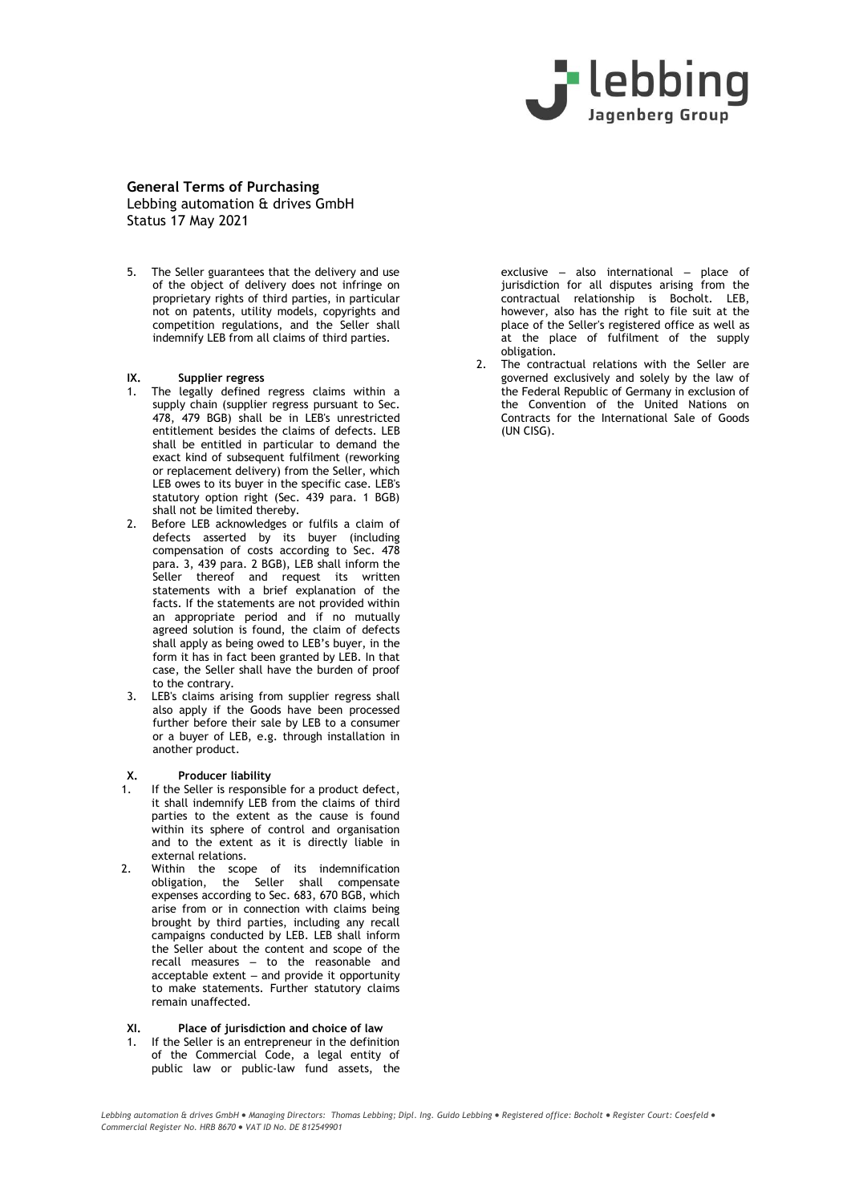**General Terms of Purchasing**
Lebbing automation & drives GmbH
Status 17 May 2021

5. The Seller guarantees that the delivery and use of the object of delivery does not infringe on proprietary rights of third parties, in particular not on patents, utility models, copyrights and competition regulations, and the Seller shall indemnify LEB from all claims of third parties.

## IX. Supplier regress

1. The legally defined regress claims within a supply chain (supplier regress pursuant to Sec. 478, 479 BGB) shall be in LEB's unrestricted entitlement besides the claims of defects. LEB shall be entitled in particular to demand the exact kind of subsequent fulfilment (reworking or replacement delivery) from the Seller, which LEB owes to its buyer in the specific case. LEB's statutory option right (Sec. 439 para. 1 BGB) shall not be limited thereby.
2. Before LEB acknowledges or fulfils a claim of defects asserted by its buyer (including compensation of costs according to Sec. 478 para. 3, 439 para. 2 BGB), LEB shall inform the Seller thereof and request its written statements with a brief explanation of the facts. If the statements are not provided within an appropriate period and if no mutually agreed solution is found, the claim of defects shall apply as being owed to LEB's buyer, in the form it has in fact been granted by LEB. In that case, the Seller shall have the burden of proof to the contrary.
3. LEB's claims arising from supplier regress shall also apply if the Goods have been processed further before their sale by LEB to a consumer or a buyer of LEB, e.g. through installation in another product.

## X. Producer liability

1. If the Seller is responsible for a product defect, it shall indemnify LEB from the claims of third parties to the extent as the cause is found within its sphere of control and organisation and to the extent as it is directly liable in external relations.
2. Within the scope of its indemnification obligation, the Seller shall compensate expenses according to Sec. 683, 670 BGB, which arise from or in connection with claims being brought by third parties, including any recall campaigns conducted by LEB. LEB shall inform the Seller about the content and scope of the recall measures – to the reasonable and acceptable extent – and provide it opportunity to make statements. Further statutory claims remain unaffected.

## XI. Place of jurisdiction and choice of law

1. If the Seller is an entrepreneur in the definition of the Commercial Code, a legal entity of public law or public-law fund assets, the exclusive – also international – place of jurisdiction for all disputes arising from the contractual relationship is Bocholt. LEB, however, also has the right to file suit at the place of the Seller's registered office as well as at the place of fulfilment of the supply obligation.
2. The contractual relations with the Seller are governed exclusively and solely by the law of the Federal Republic of Germany in exclusion of the Convention of the United Nations on Contracts for the International Sale of Goods (UN CISG).